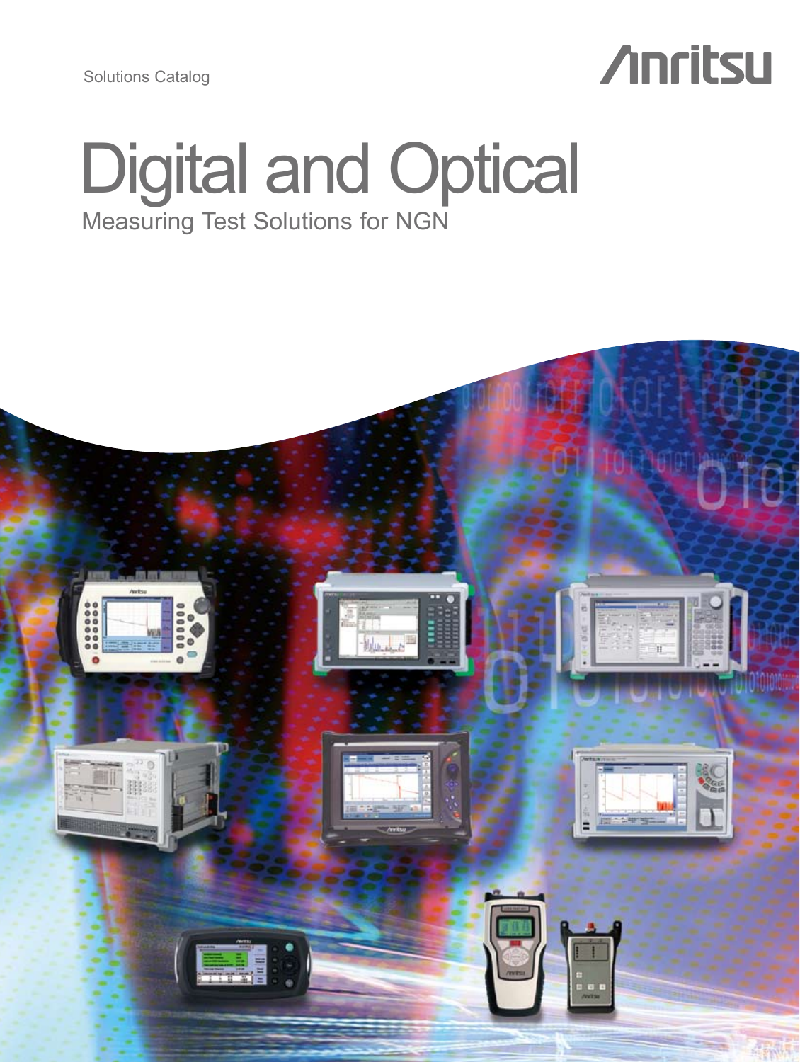Solutions Catalog

Anritsu

# Digital and Optical

## Measuring Test Solutions for NGN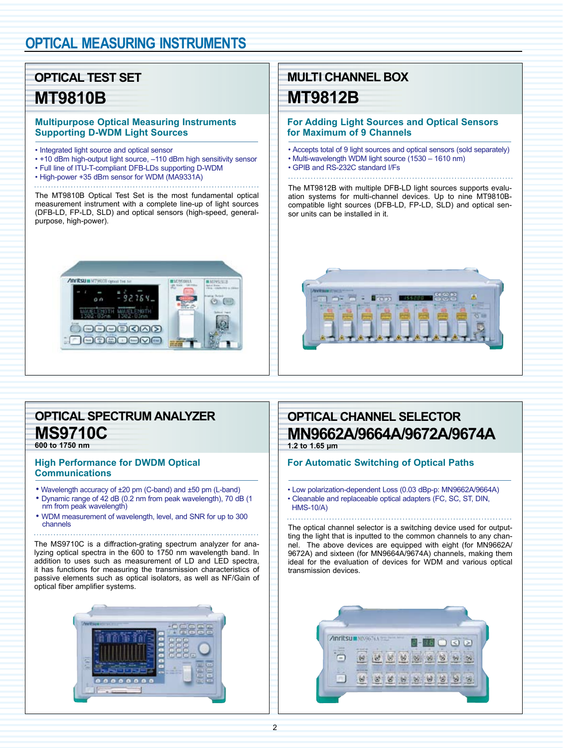# OPTICAL MEASURING INSTRUMENTS

## OPTICAL TEST SET

## MT9810B

### Multipurpose Optical Measuring Instruments Supporting D-WDM Light Sources

- Integrated light source and optical sensor
- +10 dBm high-output light source, –110 dBm high sensitivity sensor
- Full line of ITU-T-compliant DFB-LDs supporting D-WDM
- High-power +35 dBm sensor for WDM (MA9331A)

The MT9810B Optical Test Set is the most fundamental optical measurement instrument with a complete line-up of light sources (DFB-LD, FP-LD, SLD) and optical sensors (high-speed, general-purpose, high-power).

## MULTI CHANNEL BOX

## MT9812B

### For Adding Light Sources and Optical Sensors for Maximum of 9 Channels

- Accepts total of 9 light sources and optical sensors (sold separately)
- Multi-wavelength WDM light source (1530 – 1610 nm)
- GPIB and RS-232C standard I/Fs

The MT9812B with multiple DFB-LD light sources supports evaluation systems for multi-channel devices. Up to nine MT9810B-compatible light sources (DFB-LD, FP-LD, SLD) and optical sensor units can be installed in it.

## OPTICAL SPECTRUM ANALYZER

## MS9710C

**600 to 1750 nm**

### High Performance for DWDM Optical Communications

- Wavelength accuracy of ±20 pm (C-band) and ±50 pm (L-band)
- Dynamic range of 42 dB (0.2 nm from peak wavelength), 70 dB (1 nm from peak wavelength)
- WDM measurement of wavelength, level, and SNR for up to 300 channels

The MS9710C is a diffraction-grating spectrum analyzer for analyzing optical spectra in the 600 to 1750 nm wavelength band. In addition to uses such as measurement of LD and LED spectra, it has functions for measuring the transmission characteristics of passive elements such as optical isolators, as well as NF/Gain of optical fiber amplifier systems.

## OPTICAL CHANNEL SELECTOR

## MN9662A/9664A/9672A/9674A

**1.2 to 1.65 µm**

### For Automatic Switching of Optical Paths

- Low polarization-dependent Loss (0.03 dBp-p: MN9662A/9664A)
- Cleanable and replaceable optical adapters (FC, SC, ST, DIN, HMS-10/A)

The optical channel selector is a switching device used for outputting the light that is inputted to the common channels to any channel. The above devices are equipped with eight (for MN9662A/9672A) and sixteen (for MN9664A/9674A) channels, making them ideal for the evaluation of devices for WDM and various optical transmission devices.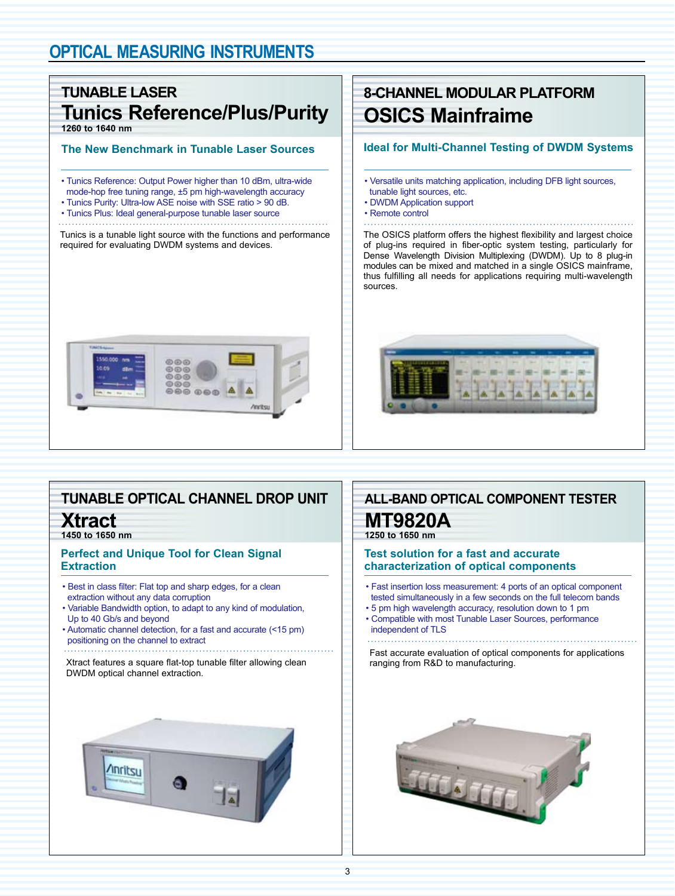# OPTICAL MEASURING INSTRUMENTS

## TUNABLE LASER

## Tunics Reference/Plus/Purity

**1260 to 1640 nm**

### The New Benchmark in Tunable Laser Sources

- Tunics Reference: Output Power higher than 10 dBm, ultra-wide mode-hop free tuning range, ±5 pm high-wavelength accuracy
- Tunics Purity: Ultra-low ASE noise with SSE ratio > 90 dB.
- Tunics Plus: Ideal general-purpose tunable laser source

Tunics is a tunable light source with the functions and performance required for evaluating DWDM systems and devices.

## 8-CHANNEL MODULAR PLATFORM

## OSICS Mainframe

### Ideal for Multi-Channel Testing of DWDM Systems

- Versatile units matching application, including DFB light sources, tunable light sources, etc.
- DWDM Application support
- Remote control

The OSICS platform offers the highest flexibility and largest choice of plug-ins required in fiber-optic system testing, particularly for Dense Wavelength Division Multiplexing (DWDM). Up to 8 plug-in modules can be mixed and matched in a single OSICS mainframe, thus fulfilling all needs for applications requiring multi-wavelength sources.

## TUNABLE OPTICAL CHANNEL DROP UNIT

## Xtract

**1450 to 1650 nm**

### Perfect and Unique Tool for Clean Signal Extraction

- Best in class filter: Flat top and sharp edges, for a clean extraction without any data corruption
- Variable Bandwidth option, to adapt to any kind of modulation, Up to 40 Gb/s and beyond
- Automatic channel detection, for a fast and accurate (<15 pm) positioning on the channel to extract

Xtract features a square flat-top tunable filter allowing clean DWDM optical channel extraction.

## ALL-BAND OPTICAL COMPONENT TESTER

## MT9820A

**1250 to 1650 nm**

### Test solution for a fast and accurate characterization of optical components

- Fast insertion loss measurement: 4 ports of an optical component tested simultaneously in a few seconds on the full telecom bands
- 5 pm high wavelength accuracy, resolution down to 1 pm
- Compatible with most Tunable Laser Sources, performance independent of TLS

Fast accurate evaluation of optical components for applications ranging from R&D to manufacturing.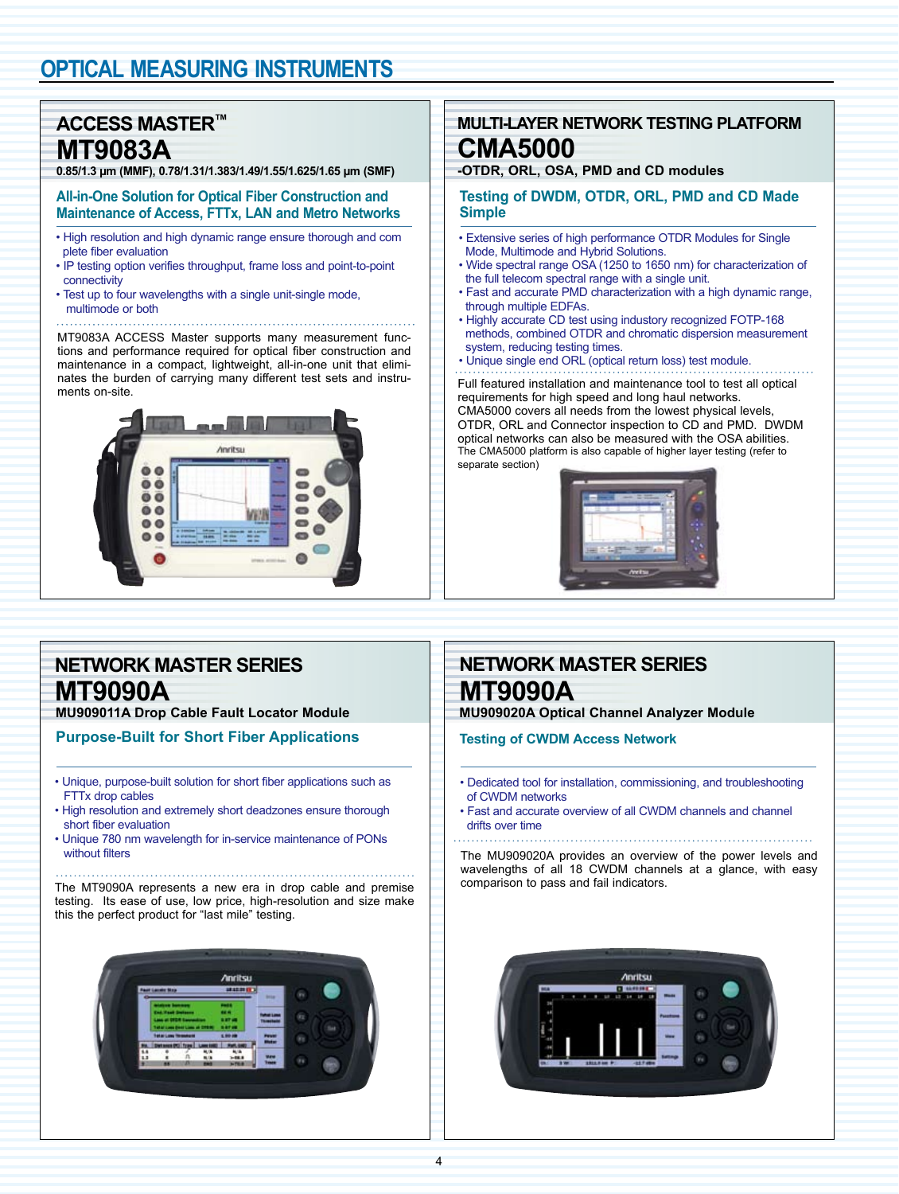# OPTICAL MEASURING INSTRUMENTS

## ACCESS MASTER™
## MT9083A

**0.85/1.3 µm (MMF), 0.78/1.31/1.383/1.49/1.55/1.625/1.65 µm (SMF)**

### All-in-One Solution for Optical Fiber Construction and Maintenance of Access, FTTx, LAN and Metro Networks

- High resolution and high dynamic range ensure thorough and complete fiber evaluation
- IP testing option verifies throughput, frame loss and point-to-point connectivity
- Test up to four wavelengths with a single unit-single mode, multimode or both

MT9083A ACCESS Master supports many measurement functions and performance required for optical fiber construction and maintenance in a compact, lightweight, all-in-one unit that eliminates the burden of carrying many different test sets and instruments on-site.

## MULTI-LAYER NETWORK TESTING PLATFORM
## CMA5000

**-OTDR, ORL, OSA, PMD and CD modules**

### Testing of DWDM, OTDR, ORL, PMD and CD Made Simple

- Extensive series of high performance OTDR Modules for Single Mode, Multimode and Hybrid Solutions.
- Wide spectral range OSA (1250 to 1650 nm) for characterization of the full telecom spectral range with a single unit.
- Fast and accurate PMD characterization with a high dynamic range, through multiple EDFAs.
- Highly accurate CD test using industory recognized FOTP-168 methods, combined OTDR and chromatic dispersion measurement system, reducing testing times.
- Unique single end ORL (optical return loss) test module.

Full featured installation and maintenance tool to test all optical requirements for high speed and long haul networks.
CMA5000 covers all needs from the lowest physical levels, OTDR, ORL and Connector inspection to CD and PMD. DWDM optical networks can also be measured with the OSA abilities.
The CMA5000 platform is also capable of higher layer testing (refer to separate section)

## NETWORK MASTER SERIES
## MT9090A

**MU909011A Drop Cable Fault Locator Module**

### Purpose-Built for Short Fiber Applications

- Unique, purpose-built solution for short fiber applications such as FTTx drop cables
- High resolution and extremely short deadzones ensure thorough short fiber evaluation
- Unique 780 nm wavelength for in-service maintenance of PONs without filters

The MT9090A represents a new era in drop cable and premise testing. Its ease of use, low price, high-resolution and size make this the perfect product for "last mile" testing.

## NETWORK MASTER SERIES
## MT9090A

**MU909020A Optical Channel Analyzer Module**

### Testing of CWDM Access Network

- Dedicated tool for installation, commissioning, and troubleshooting of CWDM networks
- Fast and accurate overview of all CWDM channels and channel drifts over time

The MU909020A provides an overview of the power levels and wavelengths of all 18 CWDM channels at a glance, with easy comparison to pass and fail indicators.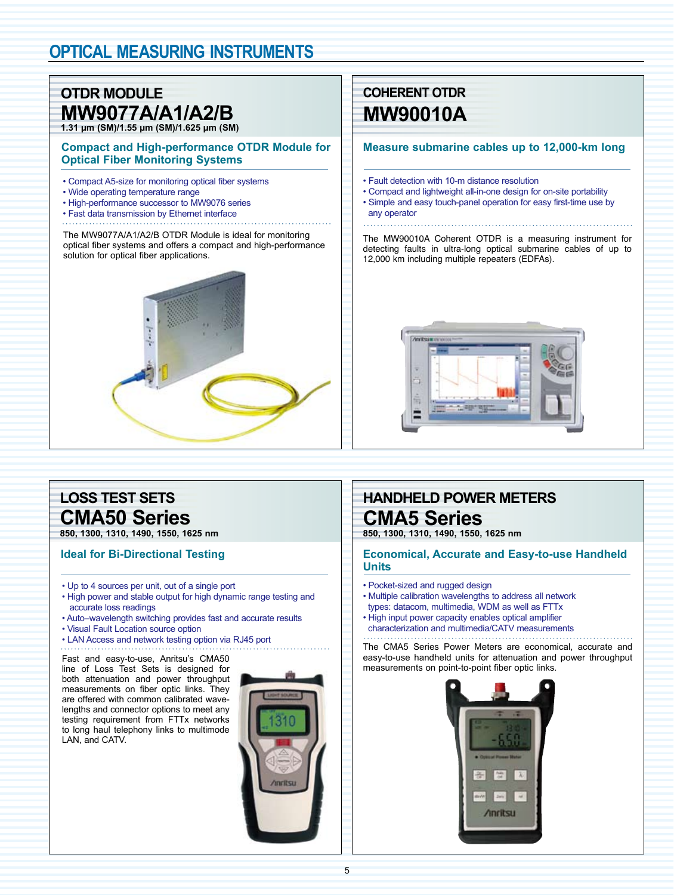# OPTICAL MEASURING INSTRUMENTS

## OTDR MODULE
## MW9077A/A1/A2/B

**1.31 µm (SM)/1.55 µm (SM)/1.625 µm (SM)**

### Compact and High-performance OTDR Module for Optical Fiber Monitoring Systems

- Compact A5-size for monitoring optical fiber systems
- Wide operating temperature range
- High-performance successor to MW9076 series
- Fast data transmission by Ethernet interface

The MW9077A/A1/A2/B OTDR Module is ideal for monitoring optical fiber systems and offers a compact and high-performance solution for optical fiber applications.

## COHERENT OTDR
## MW90010A

### Measure submarine cables up to 12,000-km long

- Fault detection with 10-m distance resolution
- Compact and lightweight all-in-one design for on-site portability
- Simple and easy touch-panel operation for easy first-time use by any operator

The MW90010A Coherent OTDR is a measuring instrument for detecting faults in ultra-long optical submarine cables of up to 12,000 km including multiple repeaters (EDFAs).

## LOSS TEST SETS
## CMA50 Series

**850, 1300, 1310, 1490, 1550, 1625 nm**

### Ideal for Bi-Directional Testing

- Up to 4 sources per unit, out of a single port
- High power and stable output for high dynamic range testing and accurate loss readings
- Auto–wavelength switching provides fast and accurate results
- Visual Fault Location source option
- LAN Access and network testing option via RJ45 port

Fast and easy-to-use, Anritsu's CMA50 line of Loss Test Sets is designed for both attenuation and power throughput measurements on fiber optic links. They are offered with common calibrated wavelengths and connector options to meet any testing requirement from FTTx networks to long haul telephony links to multimode LAN, and CATV.

## HANDHELD POWER METERS
## CMA5 Series

**850, 1300, 1310, 1490, 1550, 1625 nm**

### Economical, Accurate and Easy-to-use Handheld Units

- Pocket-sized and rugged design
- Multiple calibration wavelengths to address all network types: datacom, multimedia, WDM as well as FTTx
- High input power capacity enables optical amplifier characterization and multimedia/CATV measurements

The CMA5 Series Power Meters are economical, accurate and easy-to-use handheld units for attenuation and power throughput measurements on point-to-point fiber optic links.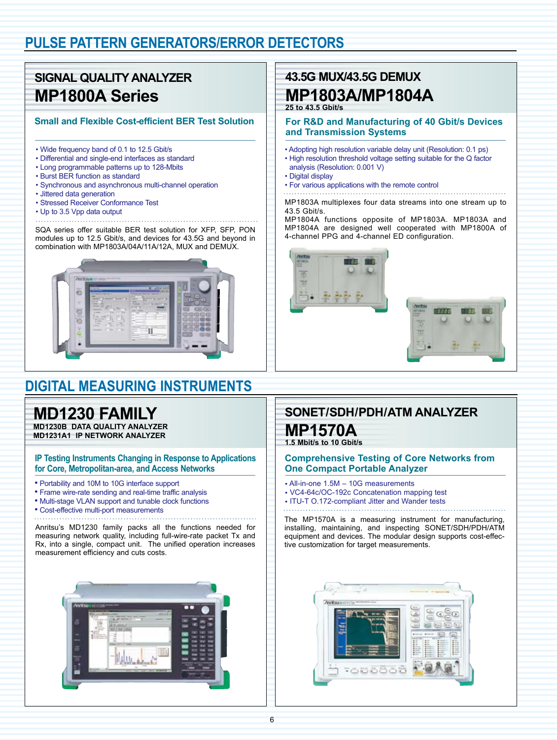# PULSE PATTERN GENERATORS/ERROR DETECTORS

## SIGNAL QUALITY ANALYZER
## MP1800A Series

### Small and Flexible Cost-efficient BER Test Solution

- Wide frequency band of 0.1 to 12.5 Gbit/s
- Differential and single-end interfaces as standard
- Long programmable patterns up to 128-Mbits
- Burst BER function as standard
- Synchronous and asynchronous multi-channel operation
- Jittered data generation
- Stressed Receiver Conformance Test
- Up to 3.5 Vpp data output

SQA series offer suitable BER test solution for XFP, SFP, PON modules up to 12.5 Gbit/s, and devices for 43.5G and beyond in combination with MP1803A/04A/11A/12A, MUX and DEMUX.

## 43.5G MUX/43.5G DEMUX
## MP1803A/MP1804A
**25 to 43.5 Gbit/s**

### For R&D and Manufacturing of 40 Gbit/s Devices and Transmission Systems

- Adopting high resolution variable delay unit (Resolution: 0.1 ps)
- High resolution threshold voltage setting suitable for the Q factor analysis (Resolution: 0.001 V)
- Digital display
- For various applications with the remote control

MP1803A multiplexes four data streams into one stream up to 43.5 Gbit/s.
MP1804A functions opposite of MP1803A. MP1803A and MP1804A are designed well cooperated with MP1800A of 4-channel PPG and 4-channel ED configuration.

# DIGITAL MEASURING INSTRUMENTS

## MD1230 FAMILY
**MD1230B DATA QUALITY ANALYZER**
**MD1231A1 IP NETWORK ANALYZER**

### IP Testing Instruments Changing in Response to Applications for Core, Metropolitan-area, and Access Networks

- Portability and 10M to 10G interface support
- Frame wire-rate sending and real-time traffic analysis
- Multi-stage VLAN support and tunable clock functions
- Cost-effective multi-port measurements

Anritsu's MD1230 family packs all the functions needed for measuring network quality, including full-wire-rate packet Tx and Rx, into a single, compact unit. The unified operation increases measurement efficiency and cuts costs.

## SONET/SDH/PDH/ATM ANALYZER
## MP1570A
**1.5 Mbit/s to 10 Gbit/s**

### Comprehensive Testing of Core Networks from One Compact Portable Analyzer

- All-in-one 1.5M – 10G measurements
- VC4-64c/OC-192c Concatenation mapping test
- ITU-T O.172-compliant Jitter and Wander tests

The MP1570A is a measuring instrument for manufacturing, installing, maintaining, and inspecting SONET/SDH/PDH/ATM equipment and devices. The modular design supports cost-effective customization for target measurements.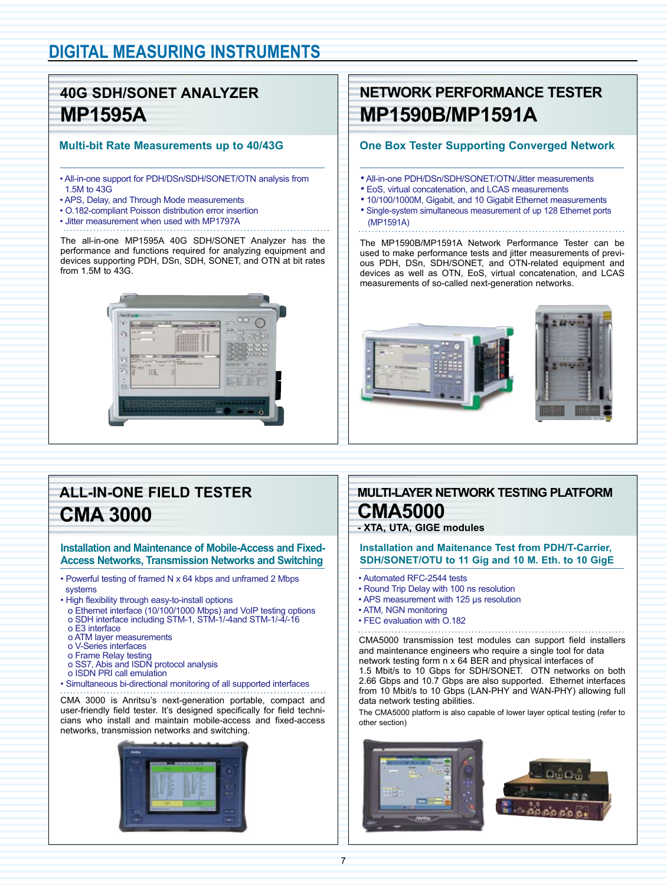# DIGITAL MEASURING INSTRUMENTS

## 40G SDH/SONET ANALYZER
## MP1595A

### Multi-bit Rate Measurements up to 40/43G

- All-in-one support for PDH/DSn/SDH/SONET/OTN analysis from 1.5M to 43G
- APS, Delay, and Through Mode measurements
- O.182-compliant Poisson distribution error insertion
- Jitter measurement when used with MP1797A

The all-in-one MP1595A 40G SDH/SONET Analyzer has the performance and functions required for analyzing equipment and devices supporting PDH, DSn, SDH, SONET, and OTN at bit rates from 1.5M to 43G.

## NETWORK PERFORMANCE TESTER
## MP1590B/MP1591A

### One Box Tester Supporting Converged Network

- All-in-one PDH/DSn/SDH/SONET/OTN/Jitter measurements
- EoS, virtual concatenation, and LCAS measurements
- 10/100/1000M, Gigabit, and 10 Gigabit Ethernet measurements
- Single-system simultaneous measurement of up 128 Ethernet ports (MP1591A)

The MP1590B/MP1591A Network Performance Tester can be used to make performance tests and jitter measurements of previous PDH, DSn, SDH/SONET, and OTN-related equipment and devices as well as OTN, EoS, virtual concatenation, and LCAS measurements of so-called next-generation networks.

## ALL-IN-ONE FIELD TESTER
## CMA 3000

### Installation and Maintenance of Mobile-Access and Fixed-Access Networks, Transmission Networks and Switching

- Powerful testing of framed N x 64 kbps and unframed 2 Mbps systems
- High flexibility through easy-to-install options
  - o Ethernet interface (10/100/1000 Mbps) and VoIP testing options
  - o SDH interface including STM-1, STM-1/-4and STM-1/-4/-16
  - o E3 interface
  - o ATM layer measurements
  - o V-Series interfaces
  - o Frame Relay testing
  - o SS7, Abis and ISDN protocol analysis
  - o ISDN PRI call emulation
- Simultaneous bi-directional monitoring of all supported interfaces

CMA 3000 is Anritsu's next-generation portable, compact and user-friendly field tester. It's designed specifically for field technicians who install and maintain mobile-access and fixed-access networks, transmission networks and switching.

## MULTI-LAYER NETWORK TESTING PLATFORM
## CMA5000
**- XTA, UTA, GIGE modules**

### Installation and Maitenance Test from PDH/T-Carrier, SDH/SONET/OTU to 11 Gig and 10 M. Eth. to 10 GigE

- Automated RFC-2544 tests
- Round Trip Delay with 100 ns resolution
- APS measurement with 125 µs resolution
- ATM, NGN monitoring
- FEC evaluation with O.182

CMA5000 transmission test modules can support field installers and maintenance engineers who require a single tool for data network testing form n x 64 BER and physical interfaces of 1.5 Mbit/s to 10 Gbps for SDH/SONET. OTN networks on both 2.66 Gbps and 10.7 Gbps are also supported. Ethernet interfaces from 10 Mbit/s to 10 Gbps (LAN-PHY and WAN-PHY) allowing full data network testing abilities.

The CMA5000 platform is also capable of lower layer optical testing (refer to other section)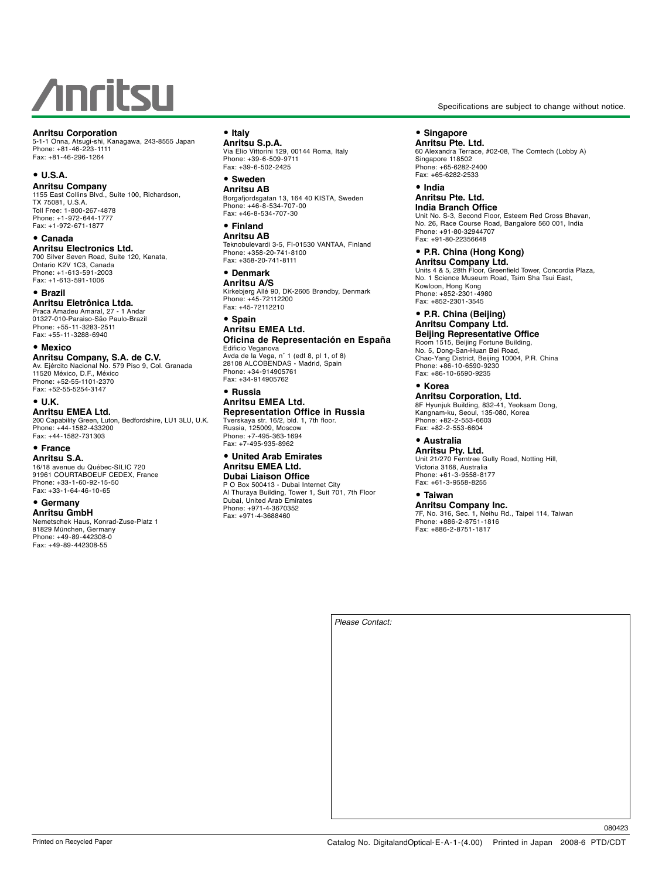# Anritsu

Specifications are subject to change without notice.

**Anritsu Corporation**
5-1-1 Onna, Atsugi-shi, Kanagawa, 243-8555 Japan
Phone: +81-46-223-1111
Fax: +81-46-296-1264

**• U.S.A.**
**Anritsu Company**
1155 East Collins Blvd., Suite 100, Richardson,
TX 75081, U.S.A.
Toll Free: 1-800-267-4878
Phone: +1-972-644-1777
Fax: +1-972-671-1877

**• Canada**
**Anritsu Electronics Ltd.**
700 Silver Seven Road, Suite 120, Kanata,
Ontario K2V 1C3, Canada
Phone: +1-613-591-2003
Fax: +1-613-591-1006

**• Brazil**
**Anritsu Eletrônica Ltda.**
Praca Amadeu Amaral, 27 - 1 Andar
01327-010-Paraiso-São Paulo-Brazil
Phone: +55-11-3283-2511
Fax: +55-11-3288-6940

**• Mexico**
**Anritsu Company, S.A. de C.V.**
Av. Ejército Nacional No. 579 Piso 9, Col. Granada
11520 México, D.F., México
Phone: +52-55-1101-2370
Fax: +52-55-5254-3147

**• U.K.**
**Anritsu EMEA Ltd.**
200 Capability Green, Luton, Bedfordshire, LU1 3LU, U.K.
Phone: +44-1582-433200
Fax: +44-1582-731303

**• France**
**Anritsu S.A.**
16/18 avenue du Québec-SILIC 720
91961 COURTABOEUF CEDEX, France
Phone: +33-1-60-92-15-50
Fax: +33-1-64-46-10-65

**• Germany**
**Anritsu GmbH**
Nemetschek Haus, Konrad-Zuse-Platz 1
81829 München, Germany
Phone: +49-89-442308-0
Fax: +49-89-442308-55

**• Italy**
**Anritsu S.p.A.**
Via Elio Vittorini 129, 00144 Roma, Italy
Phone: +39-6-509-9711
Fax: +39-6-502-2425

**• Sweden**
**Anritsu AB**
Borgafjordsgatan 13, 164 40 KISTA, Sweden
Phone: +46-8-534-707-00
Fax: +46-8-534-707-30

**• Finland**
**Anritsu AB**
Teknobulevardi 3-5, FI-01530 VANTAA, Finland
Phone: +358-20-741-8100
Fax: +358-20-741-8111

**• Denmark**
**Anritsu A/S**
Kirkebjerg Allé 90, DK-2605 Brøndby, Denmark
Phone: +45-72112200
Fax: +45-72112210

**• Spain**
**Anritsu EMEA Ltd.**
**Oficina de Representación en España**
Edificio Veganova
Avda de la Vega, n˚ 1 (edf 8, pl 1, of 8)
28108 ALCOBENDAS - Madrid, Spain
Phone: +34-914905761
Fax: +34-914905762

**• Russia**
**Anritsu EMEA Ltd.**
**Representation Office in Russia**
Tverskaya str. 16/2, bld. 1, 7th floor.
Russia, 125009, Moscow
Phone: +7-495-363-1694
Fax: +7-495-935-8962

**• United Arab Emirates**
**Anritsu EMEA Ltd.**
**Dubai Liaison Office**
P O Box 500413 - Dubai Internet City
Al Thuraya Building, Tower 1, Suit 701, 7th Floor
Dubai, United Arab Emirates
Phone: +971-4-3670352
Fax: +971-4-3688460

**• Singapore**
**Anritsu Pte. Ltd.**
60 Alexandra Terrace, #02-08, The Comtech (Lobby A)
Singapore 118502
Phone: +65-6282-2400
Fax: +65-6282-2533

**• India**
**Anritsu Pte. Ltd.**
**India Branch Office**
Unit No. S-3, Second Floor, Esteem Red Cross Bhavan,
No. 26, Race Course Road, Bangalore 560 001, India
Phone: +91-80-32944707
Fax: +91-80-22356648

**• P.R. China (Hong Kong)**
**Anritsu Company Ltd.**
Units 4 & 5, 28th Floor, Greenfield Tower, Concordia Plaza,
No. 1 Science Museum Road, Tsim Sha Tsui East,
Kowloon, Hong Kong
Phone: +852-2301-4980
Fax: +852-2301-3545

**• P.R. China (Beijing)**
**Anritsu Company Ltd.**
**Beijing Representative Office**
Room 1515, Beijing Fortune Building,
No. 5, Dong-San-Huan Bei Road,
Chao-Yang District, Beijing 10004, P.R. China
Phone: +86-10-6590-9230
Fax: +86-10-6590-9235

**• Korea**
**Anritsu Corporation, Ltd.**
8F Hyunjuk Building, 832-41, Yeoksam Dong,
Kangnam-ku, Seoul, 135-080, Korea
Phone: +82-2-553-6603
Fax: +82-2-553-6604

**• Australia**
**Anritsu Pty. Ltd.**
Unit 21/270 Ferntree Gully Road, Notting Hill,
Victoria 3168, Australia
Phone: +61-3-9558-8177
Fax: +61-3-9558-8255

**• Taiwan**
**Anritsu Company Inc.**
7F, No. 316, Sec. 1, Neihu Rd., Taipei 114, Taiwan
Phone: +886-2-8751-1816
Fax: +886-2-8751-1817

*Please Contact:*

080423

Printed on Recycled Paper

Catalog No. DigitalandOptical-E-A-1-(4.00) Printed in Japan 2008-6 PTD/CDT